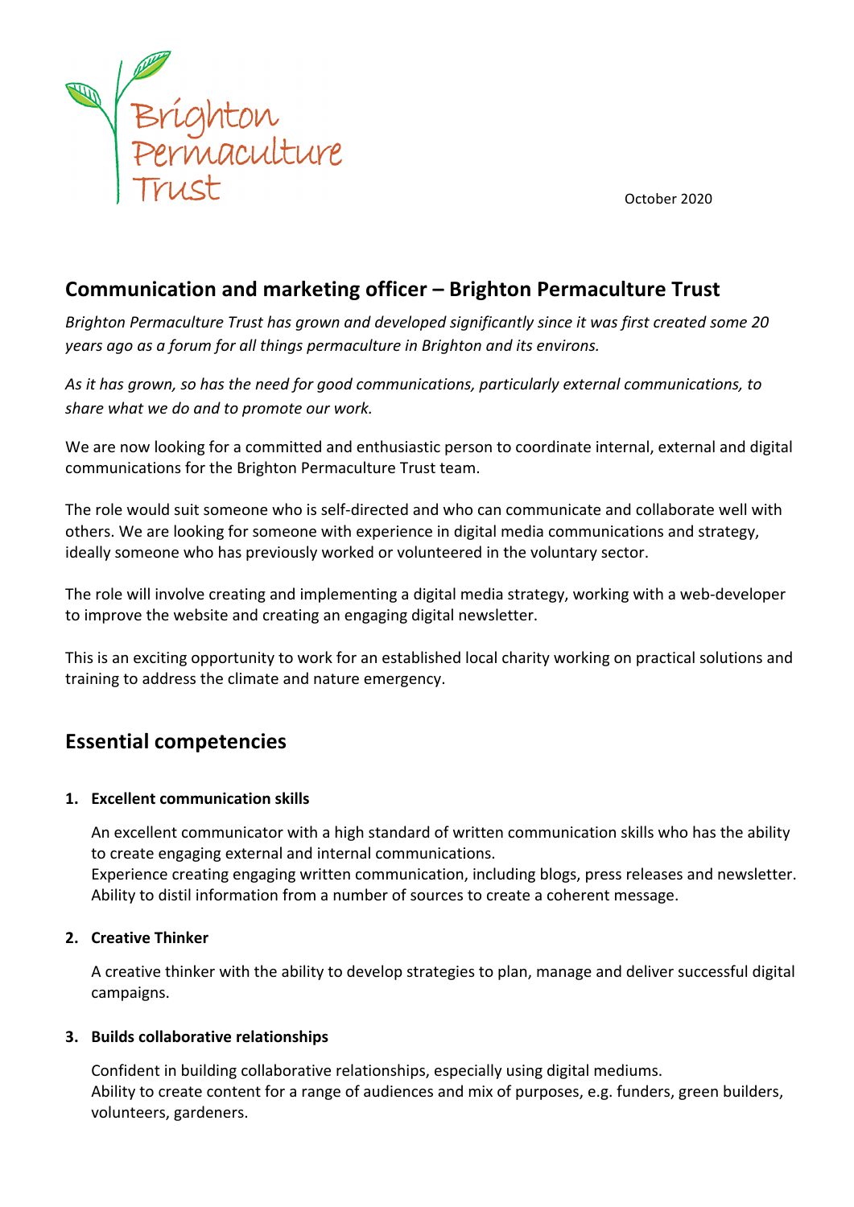Brighton Permaculture Trust

October 2020

## Communication and marketing officer – Brighton Permaculture Trust

*Brighton Permaculture Trust has grown and developed significantly since it was first created some 20 years ago as a forum for all things permaculture in Brighton and its environs.*

*As it has grown, so has the need for good communications, particularly external communications, to share what we do and to promote our work.*

We are now looking for a committed and enthusiastic person to coordinate internal, external and digital communications for the Brighton Permaculture Trust team.

The role would suit someone who is self-directed and who can communicate and collaborate well with others. We are looking for someone with experience in digital media communications and strategy, ideally someone who has previously worked or volunteered in the voluntary sector.

The role will involve creating and implementing a digital media strategy, working with a web-developer to improve the website and creating an engaging digital newsletter.

This is an exciting opportunity to work for an established local charity working on practical solutions and training to address the climate and nature emergency.

## Essential competencies

1. **Excellent communication skills**

   An excellent communicator with a high standard of written communication skills who has the ability to create engaging external and internal communications.
   Experience creating engaging written communication, including blogs, press releases and newsletter.
   Ability to distil information from a number of sources to create a coherent message.

2. **Creative Thinker**

   A creative thinker with the ability to develop strategies to plan, manage and deliver successful digital campaigns.

3. **Builds collaborative relationships**

   Confident in building collaborative relationships, especially using digital mediums.
   Ability to create content for a range of audiences and mix of purposes, e.g. funders, green builders, volunteers, gardeners.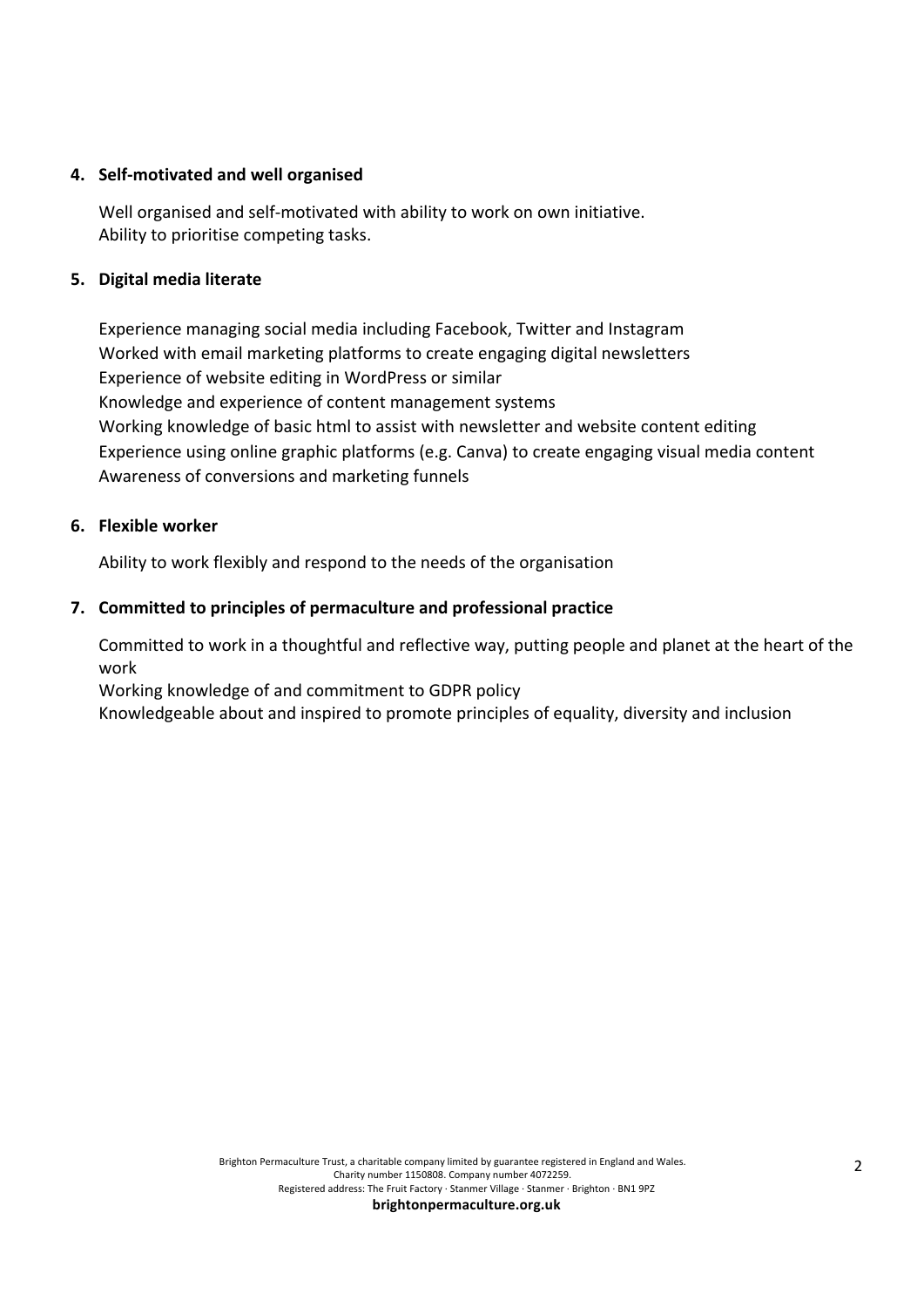**4. Self-motivated and well organised**

Well organised and self-motivated with ability to work on own initiative.
Ability to prioritise competing tasks.

**5. Digital media literate**

Experience managing social media including Facebook, Twitter and Instagram
Worked with email marketing platforms to create engaging digital newsletters
Experience of website editing in WordPress or similar
Knowledge and experience of content management systems
Working knowledge of basic html to assist with newsletter and website content editing
Experience using online graphic platforms (e.g. Canva) to create engaging visual media content
Awareness of conversions and marketing funnels

**6. Flexible worker**

Ability to work flexibly and respond to the needs of the organisation

**7. Committed to principles of permaculture and professional practice**

Committed to work in a thoughtful and reflective way, putting people and planet at the heart of the work
Working knowledge of and commitment to GDPR policy
Knowledgeable about and inspired to promote principles of equality, diversity and inclusion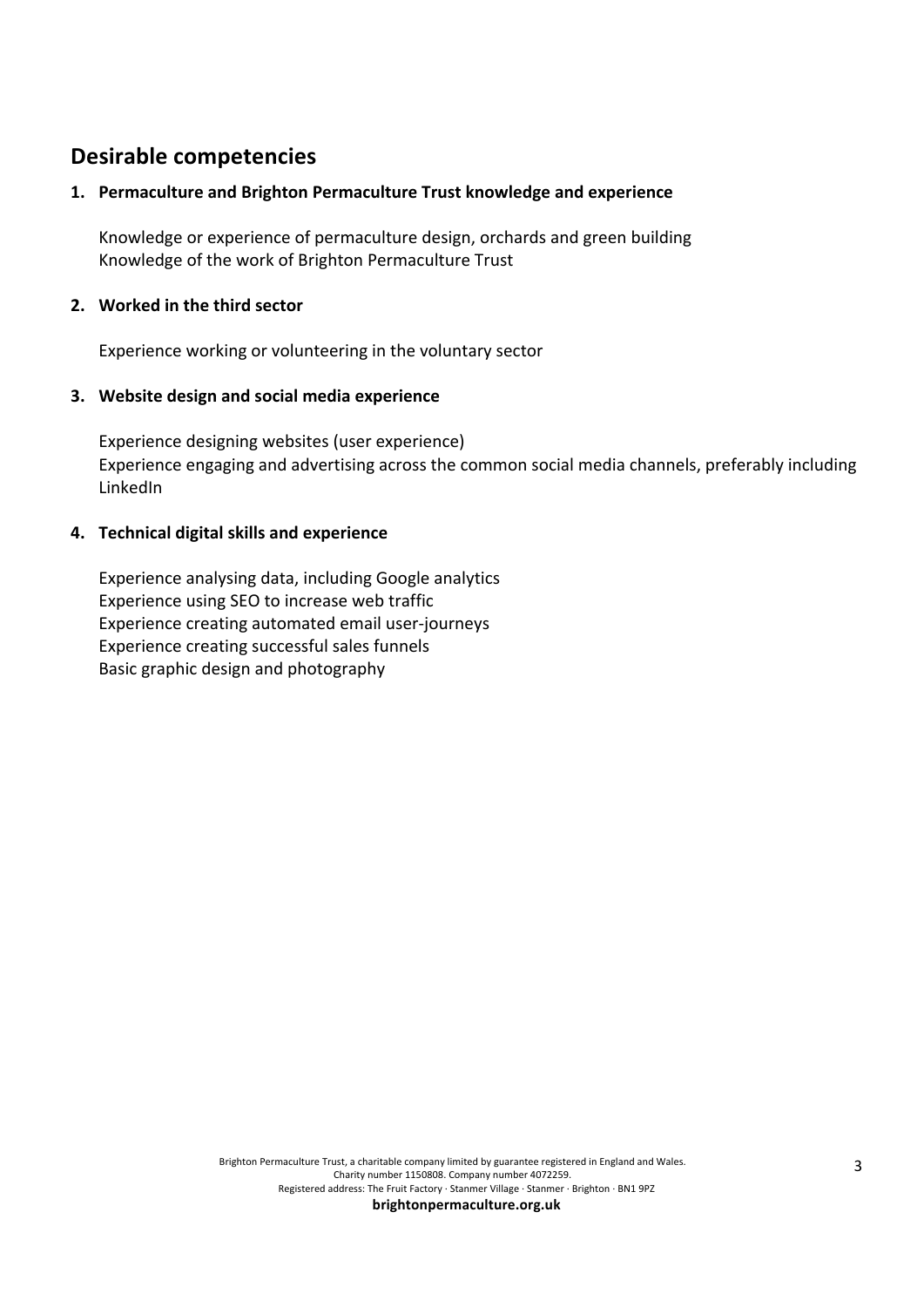## Desirable competencies

**1. Permaculture and Brighton Permaculture Trust knowledge and experience**

Knowledge or experience of permaculture design, orchards and green building
Knowledge of the work of Brighton Permaculture Trust

**2. Worked in the third sector**

Experience working or volunteering in the voluntary sector

**3. Website design and social media experience**

Experience designing websites (user experience)
Experience engaging and advertising across the common social media channels, preferably including LinkedIn

**4. Technical digital skills and experience**

Experience analysing data, including Google analytics
Experience using SEO to increase web traffic
Experience creating automated email user-journeys
Experience creating successful sales funnels
Basic graphic design and photography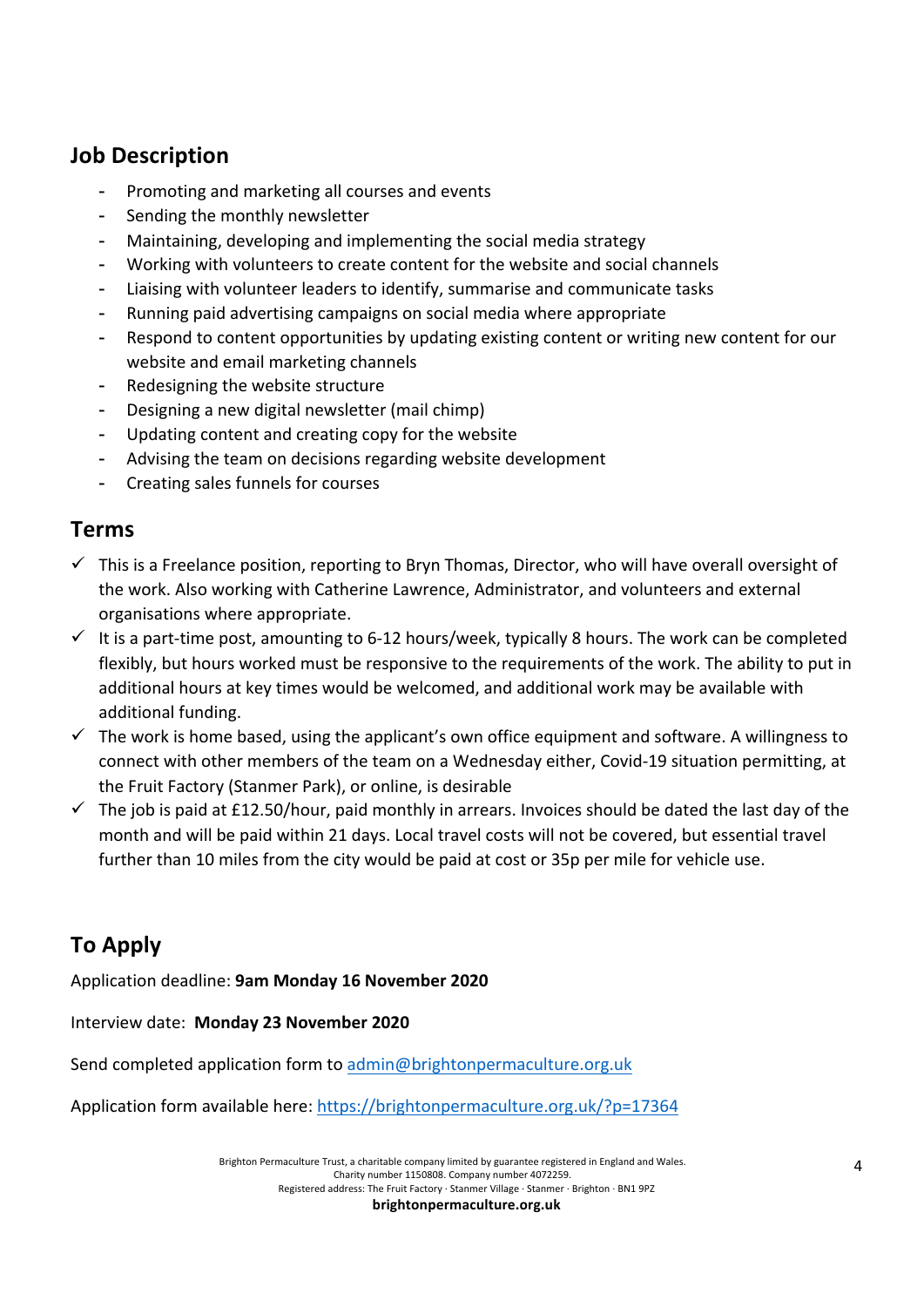## Job Description

- Promoting and marketing all courses and events
- Sending the monthly newsletter
- Maintaining, developing and implementing the social media strategy
- Working with volunteers to create content for the website and social channels
- Liaising with volunteer leaders to identify, summarise and communicate tasks
- Running paid advertising campaigns on social media where appropriate
- Respond to content opportunities by updating existing content or writing new content for our website and email marketing channels
- Redesigning the website structure
- Designing a new digital newsletter (mail chimp)
- Updating content and creating copy for the website
- Advising the team on decisions regarding website development
- Creating sales funnels for courses

## Terms

- ✓ This is a Freelance position, reporting to Bryn Thomas, Director, who will have overall oversight of the work. Also working with Catherine Lawrence, Administrator, and volunteers and external organisations where appropriate.
- ✓ It is a part-time post, amounting to 6-12 hours/week, typically 8 hours. The work can be completed flexibly, but hours worked must be responsive to the requirements of the work. The ability to put in additional hours at key times would be welcomed, and additional work may be available with additional funding.
- ✓ The work is home based, using the applicant's own office equipment and software. A willingness to connect with other members of the team on a Wednesday either, Covid-19 situation permitting, at the Fruit Factory (Stanmer Park), or online, is desirable
- ✓ The job is paid at £12.50/hour, paid monthly in arrears. Invoices should be dated the last day of the month and will be paid within 21 days. Local travel costs will not be covered, but essential travel further than 10 miles from the city would be paid at cost or 35p per mile for vehicle use.

## To Apply

Application deadline: **9am Monday 16 November 2020**

Interview date: **Monday 23 November 2020**

Send completed application form to [admin@brightonpermaculture.org.uk](mailto:admin@brightonpermaculture.org.uk)

Application form available here: [https://brightonpermaculture.org.uk/?p=17364](https://brightonpermaculture.org.uk/?p=17364)

Brighton Permaculture Trust, a charitable company limited by guarantee registered in England and Wales.
Charity number 1150808. Company number 4072259.
Registered address: The Fruit Factory · Stanmer Village · Stanmer · Brighton · BN1 9PZ
**brightonpermaculture.org.uk**